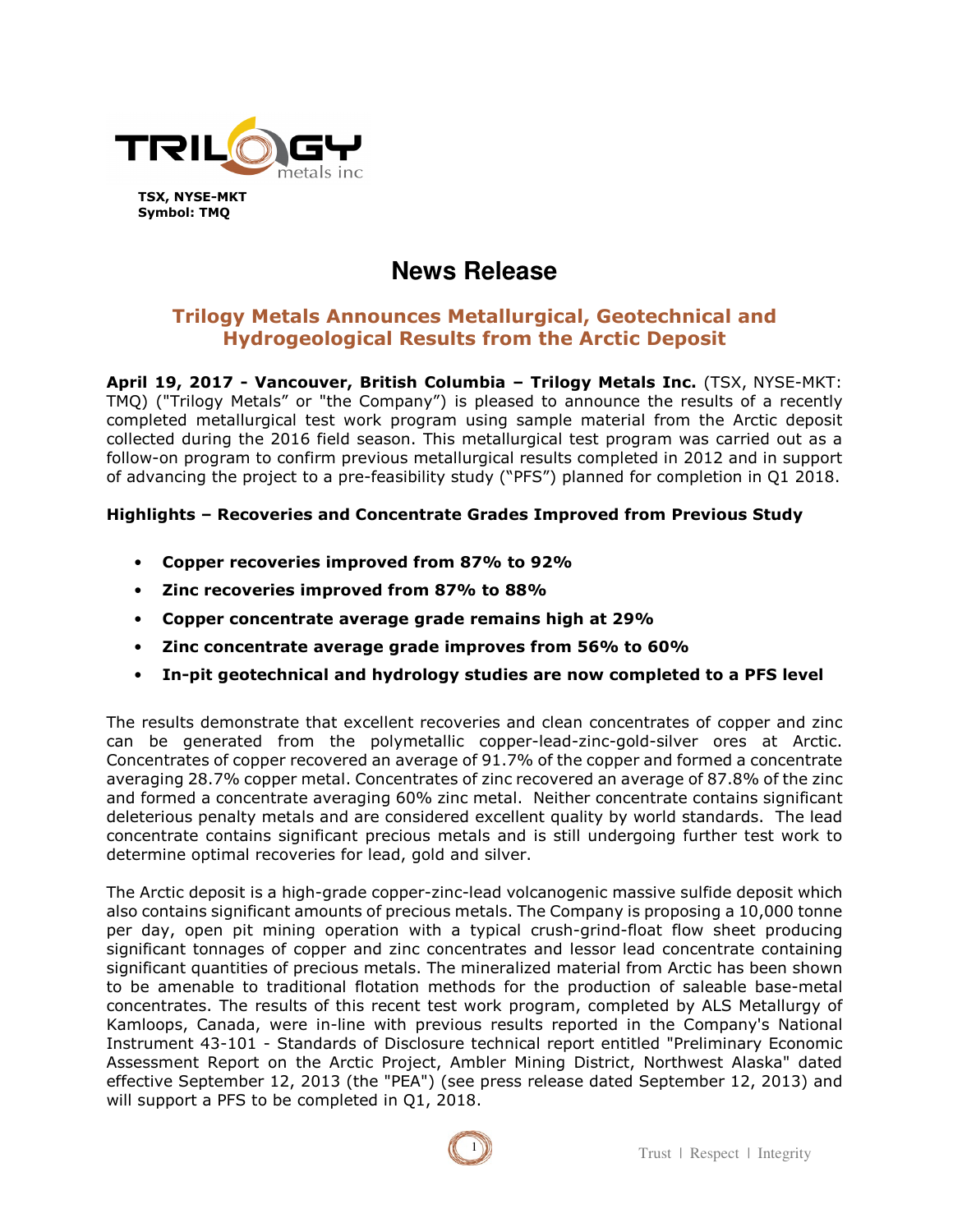TSX, NYSE-MKT
Symbol: TMQ

# News Release

## Trilogy Metals Announces Metallurgical, Geotechnical and Hydrogeological Results from the Arctic Deposit

**April 19, 2017 - Vancouver, British Columbia – Trilogy Metals Inc.** (TSX, NYSE-MKT: TMQ) ("Trilogy Metals" or "the Company") is pleased to announce the results of a recently completed metallurgical test work program using sample material from the Arctic deposit collected during the 2016 field season. This metallurgical test program was carried out as a follow-on program to confirm previous metallurgical results completed in 2012 and in support of advancing the project to a pre-feasibility study ("PFS") planned for completion in Q1 2018.

**Highlights – Recoveries and Concentrate Grades Improved from Previous Study**

- **Copper recoveries improved from 87% to 92%**
- **Zinc recoveries improved from 87% to 88%**
- **Copper concentrate average grade remains high at 29%**
- **Zinc concentrate average grade improves from 56% to 60%**
- **In-pit geotechnical and hydrology studies are now completed to a PFS level**

The results demonstrate that excellent recoveries and clean concentrates of copper and zinc can be generated from the polymetallic copper-lead-zinc-gold-silver ores at Arctic. Concentrates of copper recovered an average of 91.7% of the copper and formed a concentrate averaging 28.7% copper metal. Concentrates of zinc recovered an average of 87.8% of the zinc and formed a concentrate averaging 60% zinc metal. Neither concentrate contains significant deleterious penalty metals and are considered excellent quality by world standards. The lead concentrate contains significant precious metals and is still undergoing further test work to determine optimal recoveries for lead, gold and silver.

The Arctic deposit is a high-grade copper-zinc-lead volcanogenic massive sulfide deposit which also contains significant amounts of precious metals. The Company is proposing a 10,000 tonne per day, open pit mining operation with a typical crush-grind-float flow sheet producing significant tonnages of copper and zinc concentrates and lessor lead concentrate containing significant quantities of precious metals. The mineralized material from Arctic has been shown to be amenable to traditional flotation methods for the production of saleable base-metal concentrates. The results of this recent test work program, completed by ALS Metallurgy of Kamloops, Canada, were in-line with previous results reported in the Company's National Instrument 43-101 - Standards of Disclosure technical report entitled "Preliminary Economic Assessment Report on the Arctic Project, Ambler Mining District, Northwest Alaska" dated effective September 12, 2013 (the "PEA") (see press release dated September 12, 2013) and will support a PFS to be completed in Q1, 2018.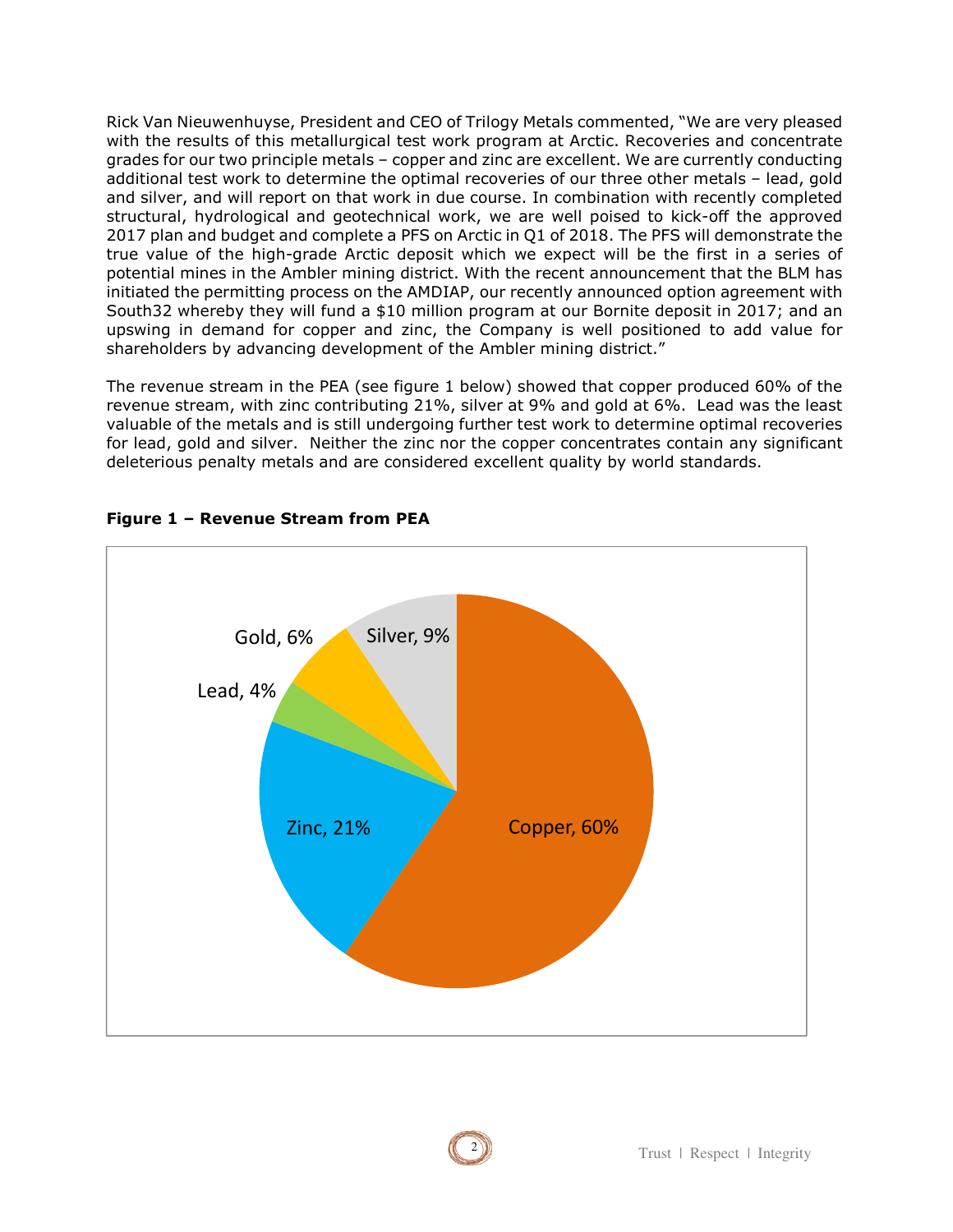Rick Van Nieuwenhuyse, President and CEO of Trilogy Metals commented, "We are very pleased with the results of this metallurgical test work program at Arctic. Recoveries and concentrate grades for our two principle metals – copper and zinc are excellent. We are currently conducting additional test work to determine the optimal recoveries of our three other metals – lead, gold and silver, and will report on that work in due course. In combination with recently completed structural, hydrological and geotechnical work, we are well poised to kick-off the approved 2017 plan and budget and complete a PFS on Arctic in Q1 of 2018. The PFS will demonstrate the true value of the high-grade Arctic deposit which we expect will be the first in a series of potential mines in the Ambler mining district. With the recent announcement that the BLM has initiated the permitting process on the AMDIAP, our recently announced option agreement with South32 whereby they will fund a $10 million program at our Bornite deposit in 2017; and an upswing in demand for copper and zinc, the Company is well positioned to add value for shareholders by advancing development of the Ambler mining district."

The revenue stream in the PEA (see figure 1 below) showed that copper produced 60% of the revenue stream, with zinc contributing 21%, silver at 9% and gold at 6%. Lead was the least valuable of the metals and is still undergoing further test work to determine optimal recoveries for lead, gold and silver. Neither the zinc nor the copper concentrates contain any significant deleterious penalty metals and are considered excellent quality by world standards.

**Figure 1 – Revenue Stream from PEA**

| Metal | Share of Revenue |
|---|---|
| Copper | 60% |
| Zinc | 21% |
| Silver | 9% |
| Gold | 6% |
| Lead | 4% |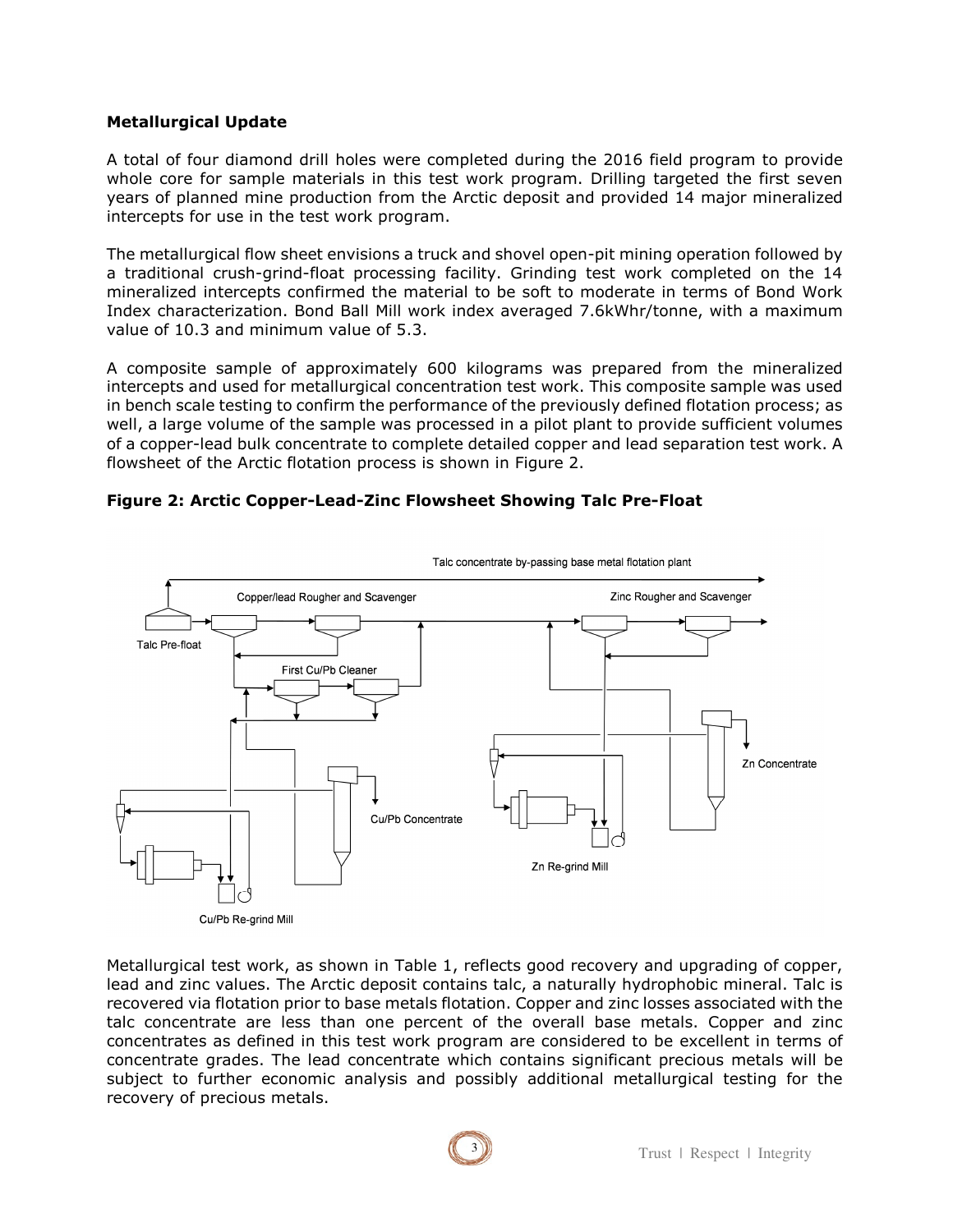**Metallurgical Update**

A total of four diamond drill holes were completed during the 2016 field program to provide whole core for sample materials in this test work program. Drilling targeted the first seven years of planned mine production from the Arctic deposit and provided 14 major mineralized intercepts for use in the test work program.

The metallurgical flow sheet envisions a truck and shovel open-pit mining operation followed by a traditional crush-grind-float processing facility. Grinding test work completed on the 14 mineralized intercepts confirmed the material to be soft to moderate in terms of Bond Work Index characterization. Bond Ball Mill work index averaged 7.6kWhr/tonne, with a maximum value of 10.3 and minimum value of 5.3.

A composite sample of approximately 600 kilograms was prepared from the mineralized intercepts and used for metallurgical concentration test work. This composite sample was used in bench scale testing to confirm the performance of the previously defined flotation process; as well, a large volume of the sample was processed in a pilot plant to provide sufficient volumes of a copper-lead bulk concentrate to complete detailed copper and lead separation test work. A flowsheet of the Arctic flotation process is shown in Figure 2.

**Figure 2: Arctic Copper-Lead-Zinc Flowsheet Showing Talc Pre-Float**

Metallurgical test work, as shown in Table 1, reflects good recovery and upgrading of copper, lead and zinc values. The Arctic deposit contains talc, a naturally hydrophobic mineral. Talc is recovered via flotation prior to base metals flotation. Copper and zinc losses associated with the talc concentrate are less than one percent of the overall base metals. Copper and zinc concentrates as defined in this test work program are considered to be excellent in terms of concentrate grades. The lead concentrate which contains significant precious metals will be subject to further economic analysis and possibly additional metallurgical testing for the recovery of precious metals.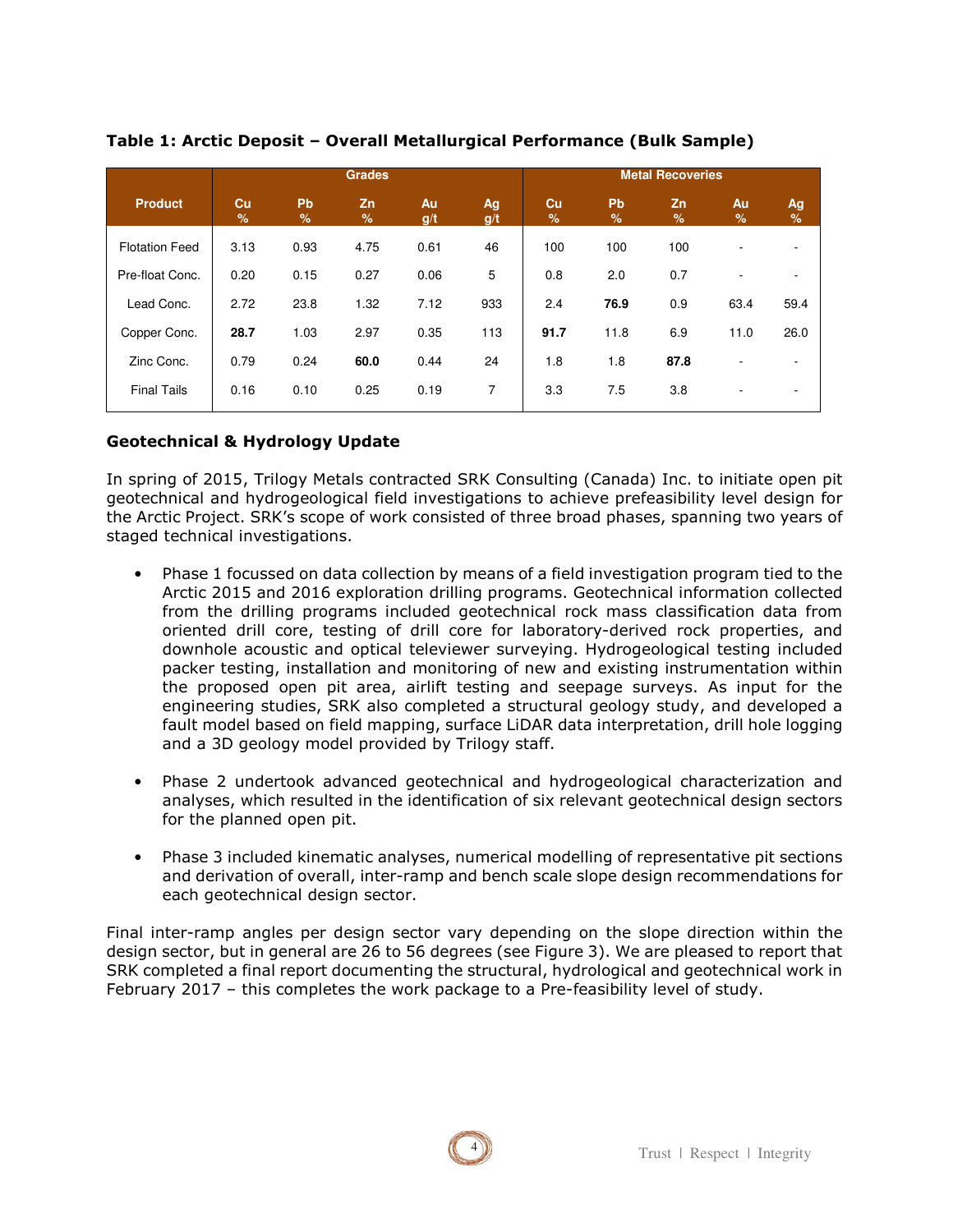**Table 1: Arctic Deposit – Overall Metallurgical Performance (Bulk Sample)**

| Product | Grades | | | | | Metal Recoveries | | | | |
|---|---|---|---|---|---|---|---|---|---|---|
| | Cu % | Pb % | Zn % | Au g/t | Ag g/t | Cu % | Pb % | Zn % | Au % | Ag % |
| Flotation Feed | 3.13 | 0.93 | 4.75 | 0.61 | 46 | 100 | 100 | 100 | - | - |
| Pre-float Conc. | 0.20 | 0.15 | 0.27 | 0.06 | 5 | 0.8 | 2.0 | 0.7 | - | - |
| Lead Conc. | 2.72 | 23.8 | 1.32 | 7.12 | 933 | 2.4 | **76.9** | 0.9 | 63.4 | 59.4 |
| Copper Conc. | **28.7** | 1.03 | 2.97 | 0.35 | 113 | **91.7** | 11.8 | 6.9 | 11.0 | 26.0 |
| Zinc Conc. | 0.79 | 0.24 | **60.0** | 0.44 | 24 | 1.8 | 1.8 | **87.8** | - | - |
| Final Tails | 0.16 | 0.10 | 0.25 | 0.19 | 7 | 3.3 | 7.5 | 3.8 | - | - |

## Geotechnical & Hydrology Update

In spring of 2015, Trilogy Metals contracted SRK Consulting (Canada) Inc. to initiate open pit geotechnical and hydrogeological field investigations to achieve prefeasibility level design for the Arctic Project. SRK's scope of work consisted of three broad phases, spanning two years of staged technical investigations.

- Phase 1 focussed on data collection by means of a field investigation program tied to the Arctic 2015 and 2016 exploration drilling programs. Geotechnical information collected from the drilling programs included geotechnical rock mass classification data from oriented drill core, testing of drill core for laboratory-derived rock properties, and downhole acoustic and optical televiewer surveying. Hydrogeological testing included packer testing, installation and monitoring of new and existing instrumentation within the proposed open pit area, airlift testing and seepage surveys. As input for the engineering studies, SRK also completed a structural geology study, and developed a fault model based on field mapping, surface LiDAR data interpretation, drill hole logging and a 3D geology model provided by Trilogy staff.

- Phase 2 undertook advanced geotechnical and hydrogeological characterization and analyses, which resulted in the identification of six relevant geotechnical design sectors for the planned open pit.

- Phase 3 included kinematic analyses, numerical modelling of representative pit sections and derivation of overall, inter-ramp and bench scale slope design recommendations for each geotechnical design sector.

Final inter-ramp angles per design sector vary depending on the slope direction within the design sector, but in general are 26 to 56 degrees (see Figure 3). We are pleased to report that SRK completed a final report documenting the structural, hydrological and geotechnical work in February 2017 – this completes the work package to a Pre-feasibility level of study.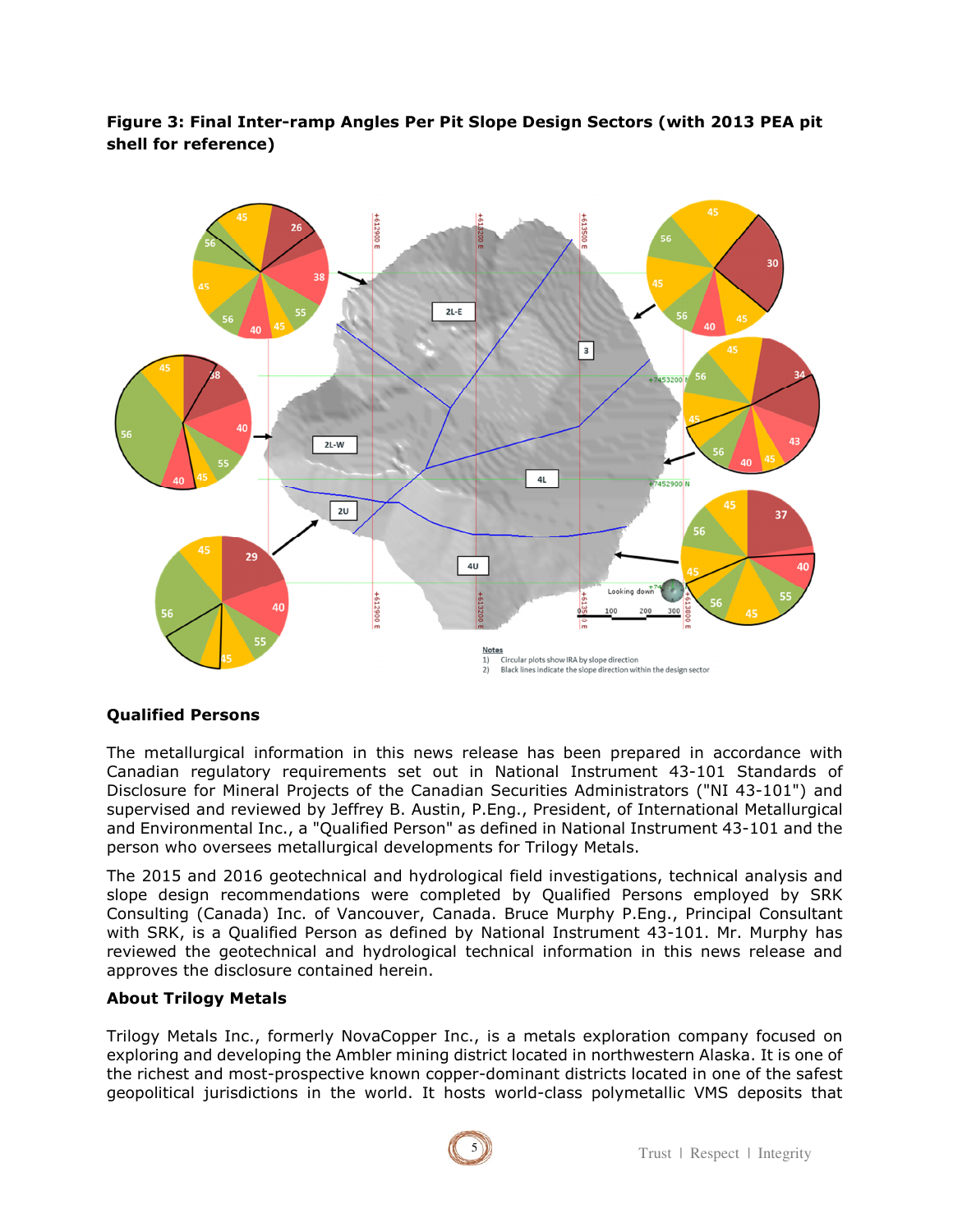**Figure 3: Final Inter-ramp Angles Per Pit Slope Design Sectors (with 2013 PEA pit shell for reference)**

Notes
1) Circular plots show IRA by slope direction
2) Black lines indicate the slope direction within the design sector

### Qualified Persons

The metallurgical information in this news release has been prepared in accordance with Canadian regulatory requirements set out in National Instrument 43-101 Standards of Disclosure for Mineral Projects of the Canadian Securities Administrators ("NI 43-101") and supervised and reviewed by Jeffrey B. Austin, P.Eng., President, of International Metallurgical and Environmental Inc., a "Qualified Person" as defined in National Instrument 43-101 and the person who oversees metallurgical developments for Trilogy Metals.

The 2015 and 2016 geotechnical and hydrological field investigations, technical analysis and slope design recommendations were completed by Qualified Persons employed by SRK Consulting (Canada) Inc. of Vancouver, Canada. Bruce Murphy P.Eng., Principal Consultant with SRK, is a Qualified Person as defined by National Instrument 43-101. Mr. Murphy has reviewed the geotechnical and hydrological technical information in this news release and approves the disclosure contained herein.

### About Trilogy Metals

Trilogy Metals Inc., formerly NovaCopper Inc., is a metals exploration company focused on exploring and developing the Ambler mining district located in northwestern Alaska. It is one of the richest and most-prospective known copper-dominant districts located in one of the safest geopolitical jurisdictions in the world. It hosts world-class polymetallic VMS deposits that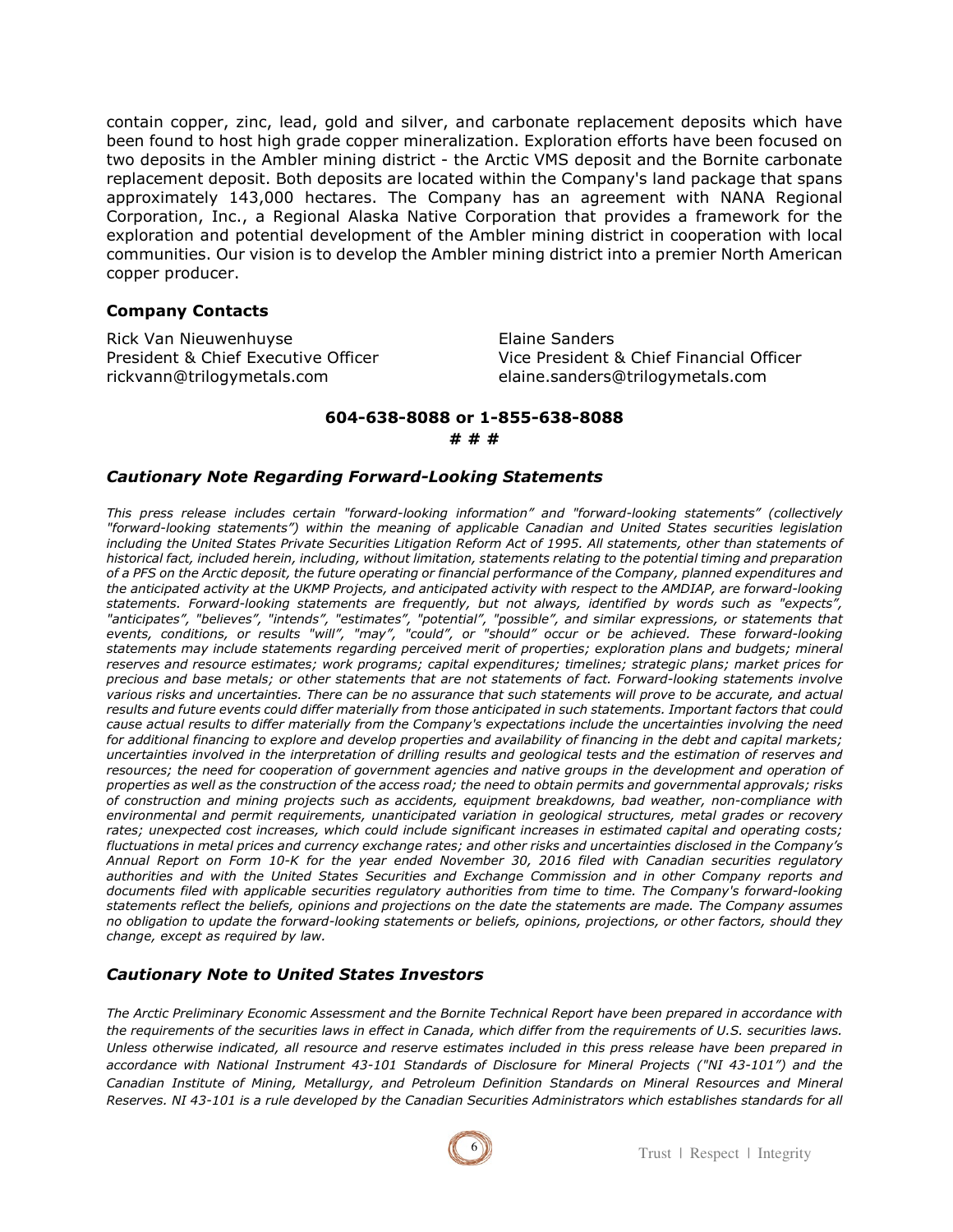contain copper, zinc, lead, gold and silver, and carbonate replacement deposits which have been found to host high grade copper mineralization. Exploration efforts have been focused on two deposits in the Ambler mining district - the Arctic VMS deposit and the Bornite carbonate replacement deposit. Both deposits are located within the Company's land package that spans approximately 143,000 hectares. The Company has an agreement with NANA Regional Corporation, Inc., a Regional Alaska Native Corporation that provides a framework for the exploration and potential development of the Ambler mining district in cooperation with local communities. Our vision is to develop the Ambler mining district into a premier North American copper producer.

**Company Contacts**

Rick Van Nieuwenhuyse
President & Chief Executive Officer
rickvann@trilogymetals.com

Elaine Sanders
Vice President & Chief Financial Officer
elaine.sanders@trilogymetals.com

**604-638-8088 or 1-855-638-8088**

**# # #**

### *Cautionary Note Regarding Forward-Looking Statements*

*This press release includes certain "forward-looking information" and "forward-looking statements" (collectively "forward-looking statements") within the meaning of applicable Canadian and United States securities legislation including the United States Private Securities Litigation Reform Act of 1995. All statements, other than statements of historical fact, included herein, including, without limitation, statements relating to the potential timing and preparation of a PFS on the Arctic deposit, the future operating or financial performance of the Company, planned expenditures and the anticipated activity at the UKMP Projects, and anticipated activity with respect to the AMDIAP, are forward-looking statements. Forward-looking statements are frequently, but not always, identified by words such as "expects", "anticipates", "believes", "intends", "estimates", "potential", "possible", and similar expressions, or statements that events, conditions, or results "will", "may", "could", or "should" occur or be achieved. These forward-looking statements may include statements regarding perceived merit of properties; exploration plans and budgets; mineral reserves and resource estimates; work programs; capital expenditures; timelines; strategic plans; market prices for precious and base metals; or other statements that are not statements of fact. Forward-looking statements involve various risks and uncertainties. There can be no assurance that such statements will prove to be accurate, and actual results and future events could differ materially from those anticipated in such statements. Important factors that could cause actual results to differ materially from the Company's expectations include the uncertainties involving the need for additional financing to explore and develop properties and availability of financing in the debt and capital markets; uncertainties involved in the interpretation of drilling results and geological tests and the estimation of reserves and resources; the need for cooperation of government agencies and native groups in the development and operation of properties as well as the construction of the access road; the need to obtain permits and governmental approvals; risks of construction and mining projects such as accidents, equipment breakdowns, bad weather, non-compliance with environmental and permit requirements, unanticipated variation in geological structures, metal grades or recovery rates; unexpected cost increases, which could include significant increases in estimated capital and operating costs; fluctuations in metal prices and currency exchange rates; and other risks and uncertainties disclosed in the Company's Annual Report on Form 10-K for the year ended November 30, 2016 filed with Canadian securities regulatory authorities and with the United States Securities and Exchange Commission and in other Company reports and documents filed with applicable securities regulatory authorities from time to time. The Company's forward-looking statements reflect the beliefs, opinions and projections on the date the statements are made. The Company assumes no obligation to update the forward-looking statements or beliefs, opinions, projections, or other factors, should they change, except as required by law.*

### *Cautionary Note to United States Investors*

*The Arctic Preliminary Economic Assessment and the Bornite Technical Report have been prepared in accordance with the requirements of the securities laws in effect in Canada, which differ from the requirements of U.S. securities laws. Unless otherwise indicated, all resource and reserve estimates included in this press release have been prepared in accordance with National Instrument 43-101 Standards of Disclosure for Mineral Projects ("NI 43-101") and the Canadian Institute of Mining, Metallurgy, and Petroleum Definition Standards on Mineral Resources and Mineral Reserves. NI 43-101 is a rule developed by the Canadian Securities Administrators which establishes standards for all*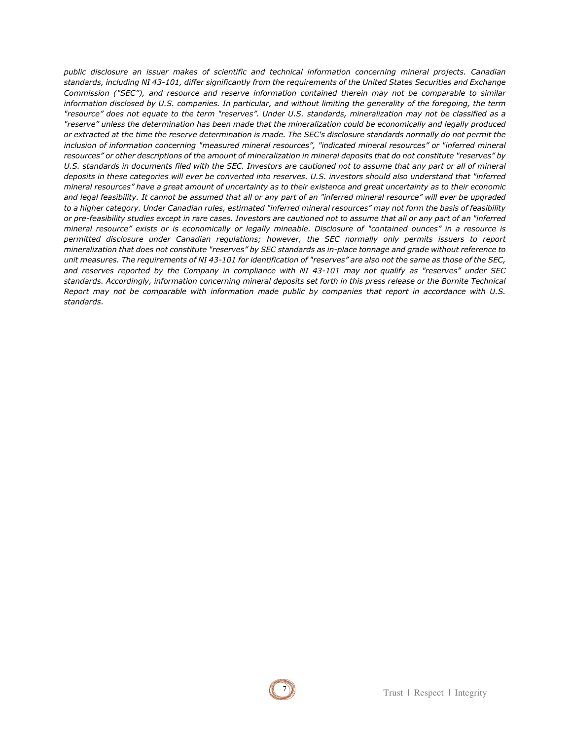*public disclosure an issuer makes of scientific and technical information concerning mineral projects. Canadian standards, including NI 43-101, differ significantly from the requirements of the United States Securities and Exchange Commission ("SEC"), and resource and reserve information contained therein may not be comparable to similar information disclosed by U.S. companies. In particular, and without limiting the generality of the foregoing, the term "resource" does not equate to the term "reserves". Under U.S. standards, mineralization may not be classified as a "reserve" unless the determination has been made that the mineralization could be economically and legally produced or extracted at the time the reserve determination is made. The SEC's disclosure standards normally do not permit the inclusion of information concerning "measured mineral resources", "indicated mineral resources" or "inferred mineral resources" or other descriptions of the amount of mineralization in mineral deposits that do not constitute "reserves" by U.S. standards in documents filed with the SEC. Investors are cautioned not to assume that any part or all of mineral deposits in these categories will ever be converted into reserves. U.S. investors should also understand that "inferred mineral resources" have a great amount of uncertainty as to their existence and great uncertainty as to their economic and legal feasibility. It cannot be assumed that all or any part of an "inferred mineral resource" will ever be upgraded to a higher category. Under Canadian rules, estimated "inferred mineral resources" may not form the basis of feasibility or pre-feasibility studies except in rare cases. Investors are cautioned not to assume that all or any part of an "inferred mineral resource" exists or is economically or legally mineable. Disclosure of "contained ounces" in a resource is permitted disclosure under Canadian regulations; however, the SEC normally only permits issuers to report mineralization that does not constitute "reserves" by SEC standards as in-place tonnage and grade without reference to unit measures. The requirements of NI 43-101 for identification of "reserves" are also not the same as those of the SEC, and reserves reported by the Company in compliance with NI 43-101 may not qualify as "reserves" under SEC standards. Accordingly, information concerning mineral deposits set forth in this press release or the Bornite Technical Report may not be comparable with information made public by companies that report in accordance with U.S. standards.*